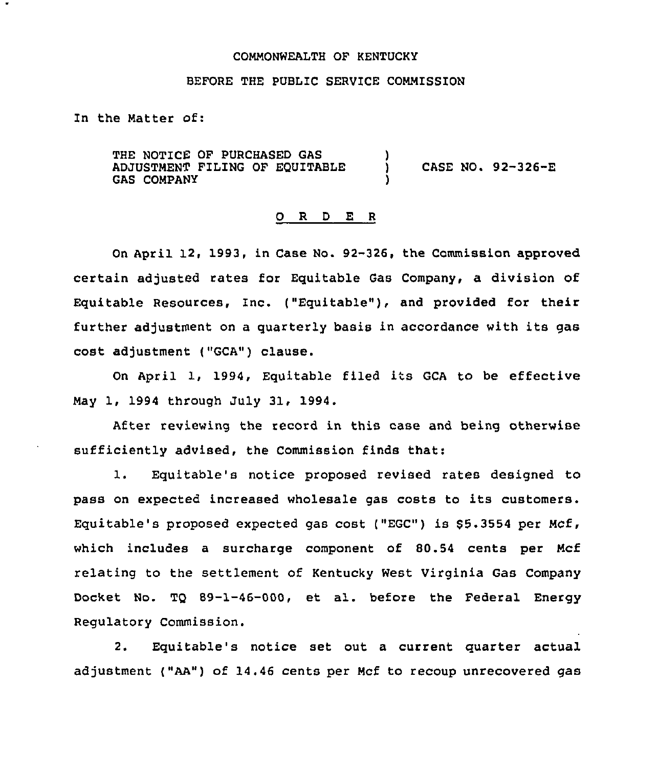COMMONWEALTH OF KENTUCKY

BEFORE THE PUBLIC SERVICE COMMISSION

In the Matter of:

THE NOTICE OF PURCHASED GAS ADJUSTMENT FILING OF EQUITABLE GAS COMPANY ) CASE NO. 92-326-E

## O R D E R

On April 12, 1993, in Case No. 92-326, the Commission approved certain adjusted rates for Equitable Gas Company, a division of Equitable Resources, Inc. ("Equitable"), and provided for their further adjustment on a quarterly basis in accordance with its gas cost adjustment ("GCA") clause.

On April 1, 1994, Equitable filed its GCA to be effective May 1, 1994 through July 31, 1994.

After reviewing the record in this case and being otherwise sufficiently advised, the Commission finds that:

1. Equitable's notice proposed revised rates designed to pass on expected increased wholesale gas costs to its customers. Equitable's proposed expected gas cost ("EGC") is $5.3554 per Mcf, which includes a surcharge component of 80.54 cents per Mcf relating to the settlement of Kentucky West Virginia Gas Company Docket No. TQ 89-1-46-000, et al. before the Federal Energy Regulatory Commission.

2. Equitable's notice set out a current quarter actual adjustment ("AA") of 14.46 cents per Mcf to recoup unrecovered gas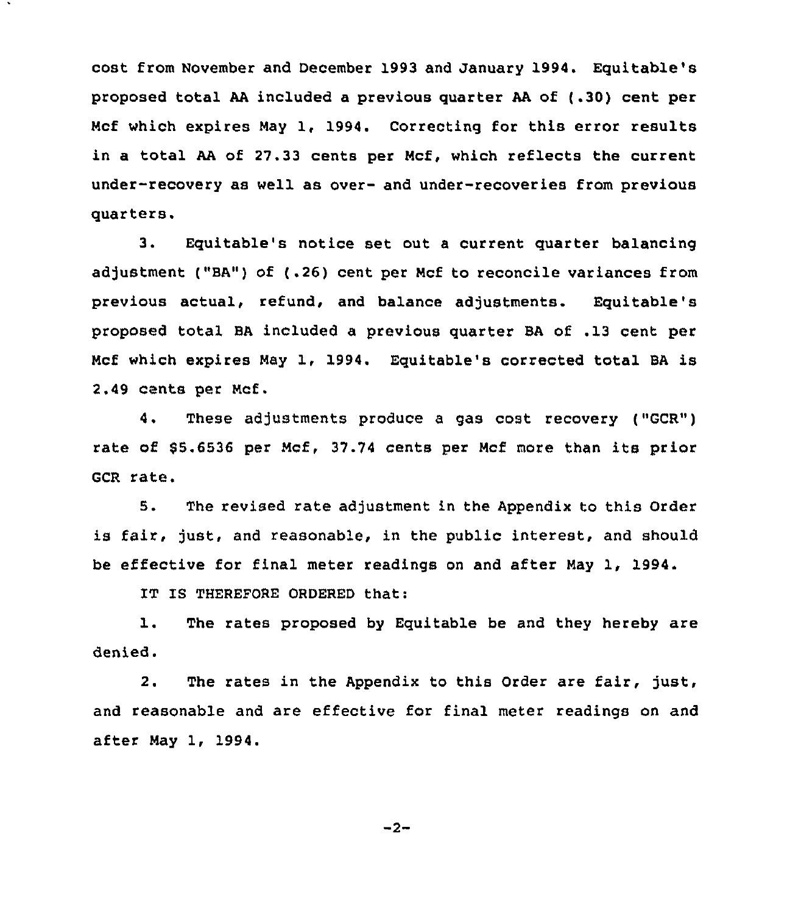cost from November and December 1993 and January 1994. Equitable's proposed total AA included a previous quarter AA of (.30) cent per Mcf which expires May 1, 1994. Correcting for this error results in a total AA of 27.33 cents per Mcf, which reflects the current under-recovery as well as over- and under-recoveries from previous quarters.

3. Equitable's notice set out a current quarter balancing adjustment ("BA") of (.26) cent per Mcf to reconcile variances from previous actual, refund, and balance adjustments. Equitable's proposed total BA included a previous quarter BA of .13 cent per Mcf which expires May 1, 1994. Equitable's corrected total BA is 2.49 cents per Mcf.

4. These adjustments produce a gas cost recovery ("GCR") rate of $5.6536 per Mcf, 37.74 cents per Mcf more than its prior GCR rate.

5. The revised rate adjustment in the Appendix to this Order is fair, just, and reasonable, in the public interest, and should be effective for final meter readings on and after May 1, 1994.

IT IS THEREFORE ORDERED that:

1. The rates proposed by Equitable be and they hereby are denied.

2. The rates in the Appendix to this Order are fair, just, and reasonable and are effective for final meter readings on and after May 1, 1994.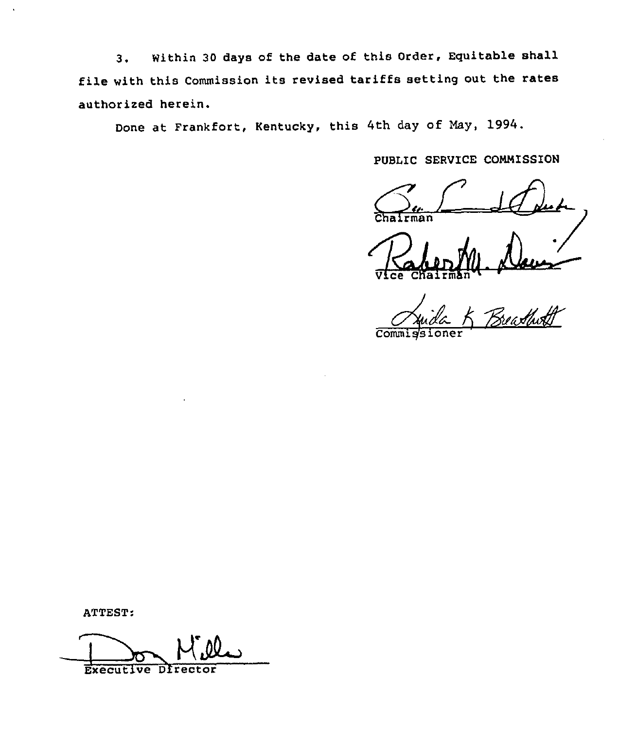3. Within 30 days of the date of this Order, Equitable shall file with this Commission its revised tariffs setting out the rates authorized herein.

Done at Frankfort, Kentucky, this 4th day of May, 1994.

PUBLIC SERVICE COMMISSION

Chairman

Vice Chairman

Commissioner

ATTEST:

Executive Director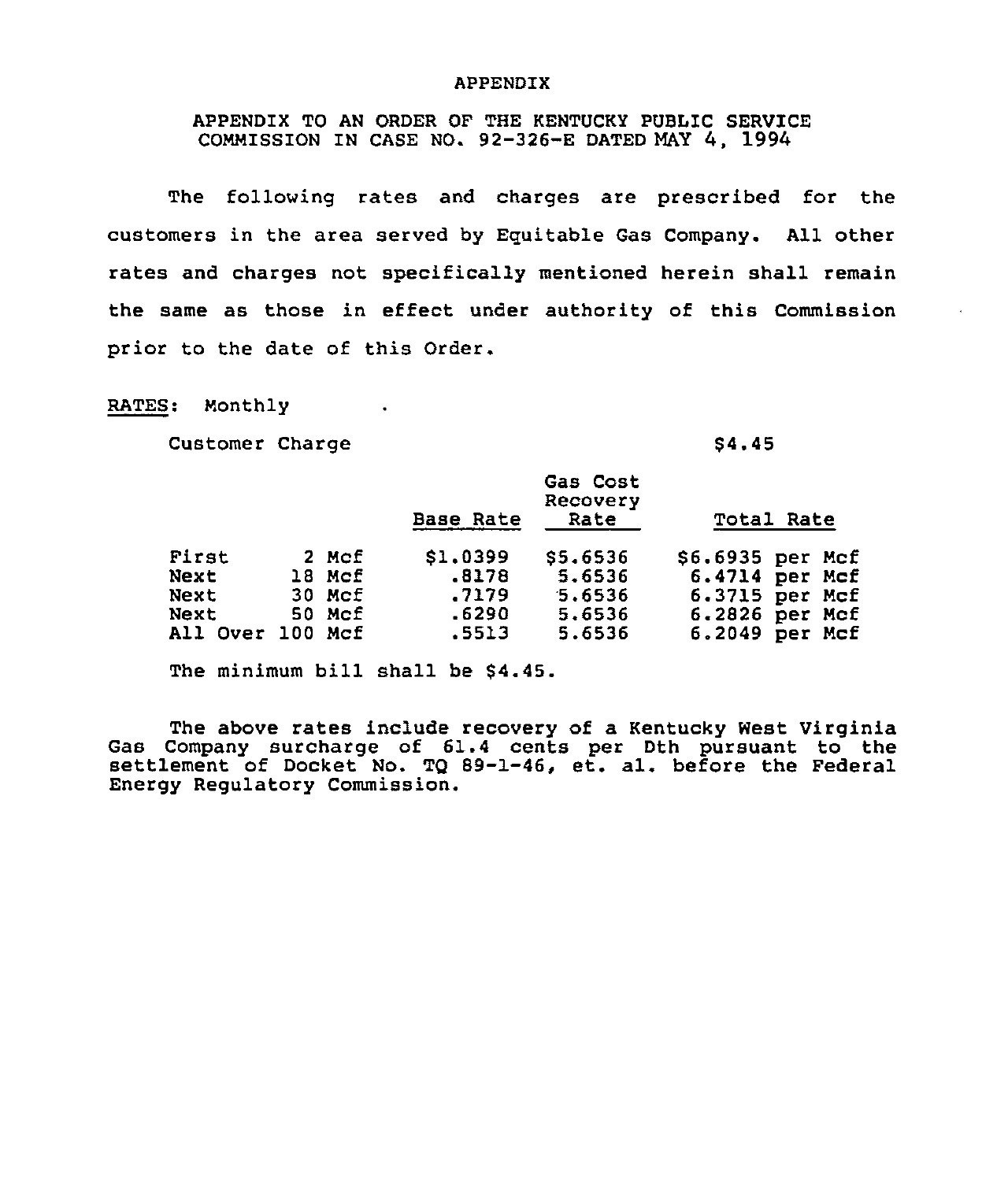# APPENDIX

## APPENDIX TO AN ORDER OF THE KENTUCKY PUBLIC SERVICE COMMISSION IN CASE NO. 92-326-E DATED MAY 4, 1994

The following rates and charges are prescribed for the customers in the area served by Equitable Gas Company. All other rates and charges not specifically mentioned herein shall remain the same as those in effect under authority of this Commission prior to the date of this Order.

RATES: Monthly

Customer Charge $4.45

| | | Base Rate | Gas Cost Recovery Rate | Total Rate |
|---|---|---|---|---|
| First | 2 Mcf | $1.0399 | $5.6536 | $6.6935 per Mcf |
| Next | 18 Mcf | .8178 | 5.6536 | 6.4714 per Mcf |
| Next | 30 Mcf | .7179 | 5.6536 | 6.3715 per Mcf |
| Next | 50 Mcf | .6290 | 5.6536 | 6.2826 per Mcf |
| All Over | 100 Mcf | .5513 | 5.6536 | 6.2049 per Mcf |

The minimum bill shall be $4.45.

The above rates include recovery of a Kentucky West Virginia Gas Company surcharge of 61.4 cents per Dth pursuant to the settlement of Docket No. TQ 89-1-46, et. al. before the Federal Energy Regulatory Commission.